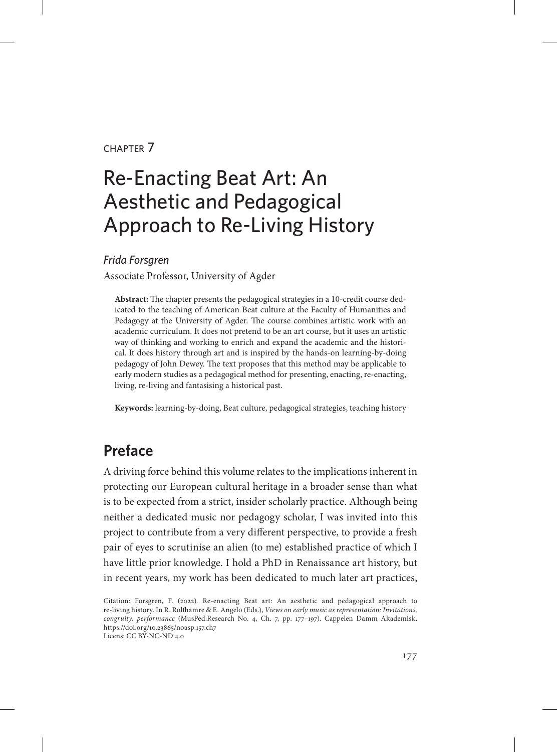CHAPTER 7

# Re-Enacting Beat Art: An Aesthetic and Pedagogical Approach to Re-Living History

*Frida Forsgren*

Associate Professor, University of Agder

**Abstract:** The chapter presents the pedagogical strategies in a 10-credit course dedicated to the teaching of American Beat culture at the Faculty of Humanities and Pedagogy at the University of Agder. The course combines artistic work with an academic curriculum. It does not pretend to be an art course, but it uses an artistic way of thinking and working to enrich and expand the academic and the historical. It does history through art and is inspired by the hands-on learning-by-doing pedagogy of John Dewey. The text proposes that this method may be applicable to early modern studies as a pedagogical method for presenting, enacting, re-enacting, living, re-living and fantasising a historical past.

**Keywords:** learning-by-doing, Beat culture, pedagogical strategies, teaching history

## Preface

A driving force behind this volume relates to the implications inherent in protecting our European cultural heritage in a broader sense than what is to be expected from a strict, insider scholarly practice. Although being neither a dedicated music nor pedagogy scholar, I was invited into this project to contribute from a very different perspective, to provide a fresh pair of eyes to scrutinise an alien (to me) established practice of which I have little prior knowledge. I hold a PhD in Renaissance art history, but in recent years, my work has been dedicated to much later art practices,

Citation: Forsgren, F. (2022). Re-enacting Beat art: An aesthetic and pedagogical approach to re-living history. In R. Rolfhamre & E. Angelo (Eds.), *Views on early music as representation: Invitations, congruity, performance* (MusPed:Research No. 4, Ch. 7, pp. 177–197). Cappelen Damm Akademisk. https://doi.org/10.23865/noasp.157.ch7
Licens: CC BY-NC-ND 4.0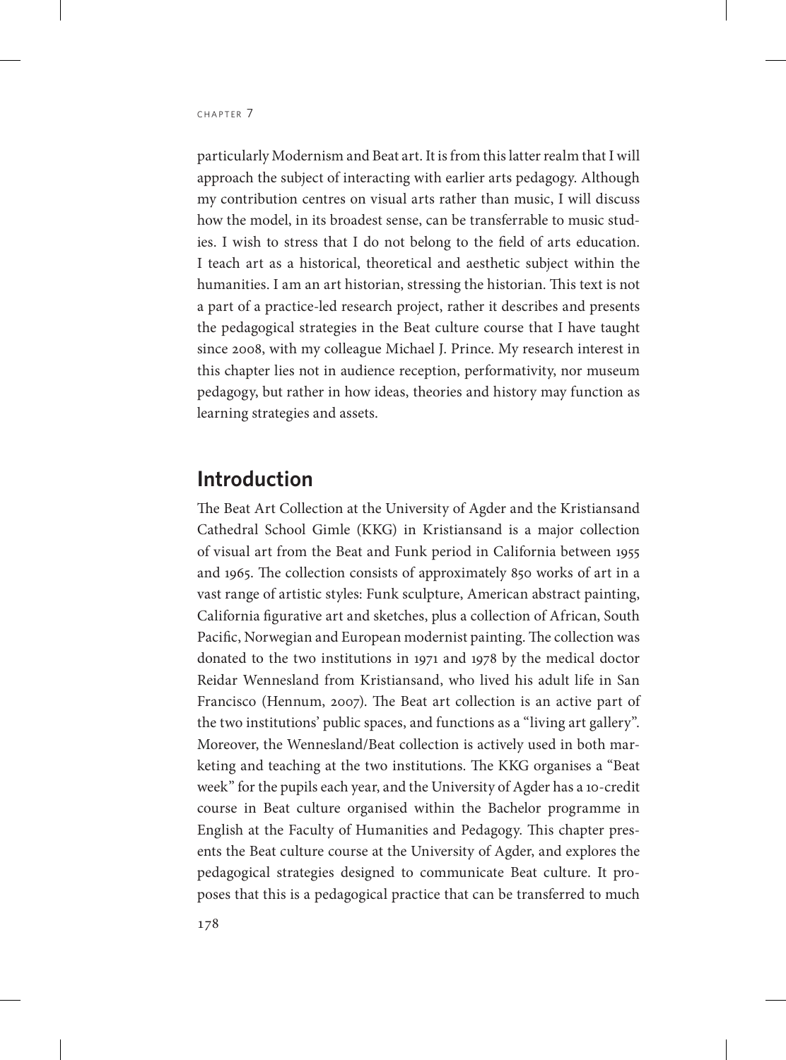particularly Modernism and Beat art. It is from this latter realm that I will approach the subject of interacting with earlier arts pedagogy. Although my contribution centres on visual arts rather than music, I will discuss how the model, in its broadest sense, can be transferrable to music studies. I wish to stress that I do not belong to the field of arts education. I teach art as a historical, theoretical and aesthetic subject within the humanities. I am an art historian, stressing the historian. This text is not a part of a practice-led research project, rather it describes and presents the pedagogical strategies in the Beat culture course that I have taught since 2008, with my colleague Michael J. Prince. My research interest in this chapter lies not in audience reception, performativity, nor museum pedagogy, but rather in how ideas, theories and history may function as learning strategies and assets.

## Introduction

The Beat Art Collection at the University of Agder and the Kristiansand Cathedral School Gimle (KKG) in Kristiansand is a major collection of visual art from the Beat and Funk period in California between 1955 and 1965. The collection consists of approximately 850 works of art in a vast range of artistic styles: Funk sculpture, American abstract painting, California figurative art and sketches, plus a collection of African, South Pacific, Norwegian and European modernist painting. The collection was donated to the two institutions in 1971 and 1978 by the medical doctor Reidar Wennesland from Kristiansand, who lived his adult life in San Francisco (Hennum, 2007). The Beat art collection is an active part of the two institutions' public spaces, and functions as a "living art gallery". Moreover, the Wennesland/Beat collection is actively used in both marketing and teaching at the two institutions. The KKG organises a "Beat week" for the pupils each year, and the University of Agder has a 10-credit course in Beat culture organised within the Bachelor programme in English at the Faculty of Humanities and Pedagogy. This chapter presents the Beat culture course at the University of Agder, and explores the pedagogical strategies designed to communicate Beat culture. It proposes that this is a pedagogical practice that can be transferred to much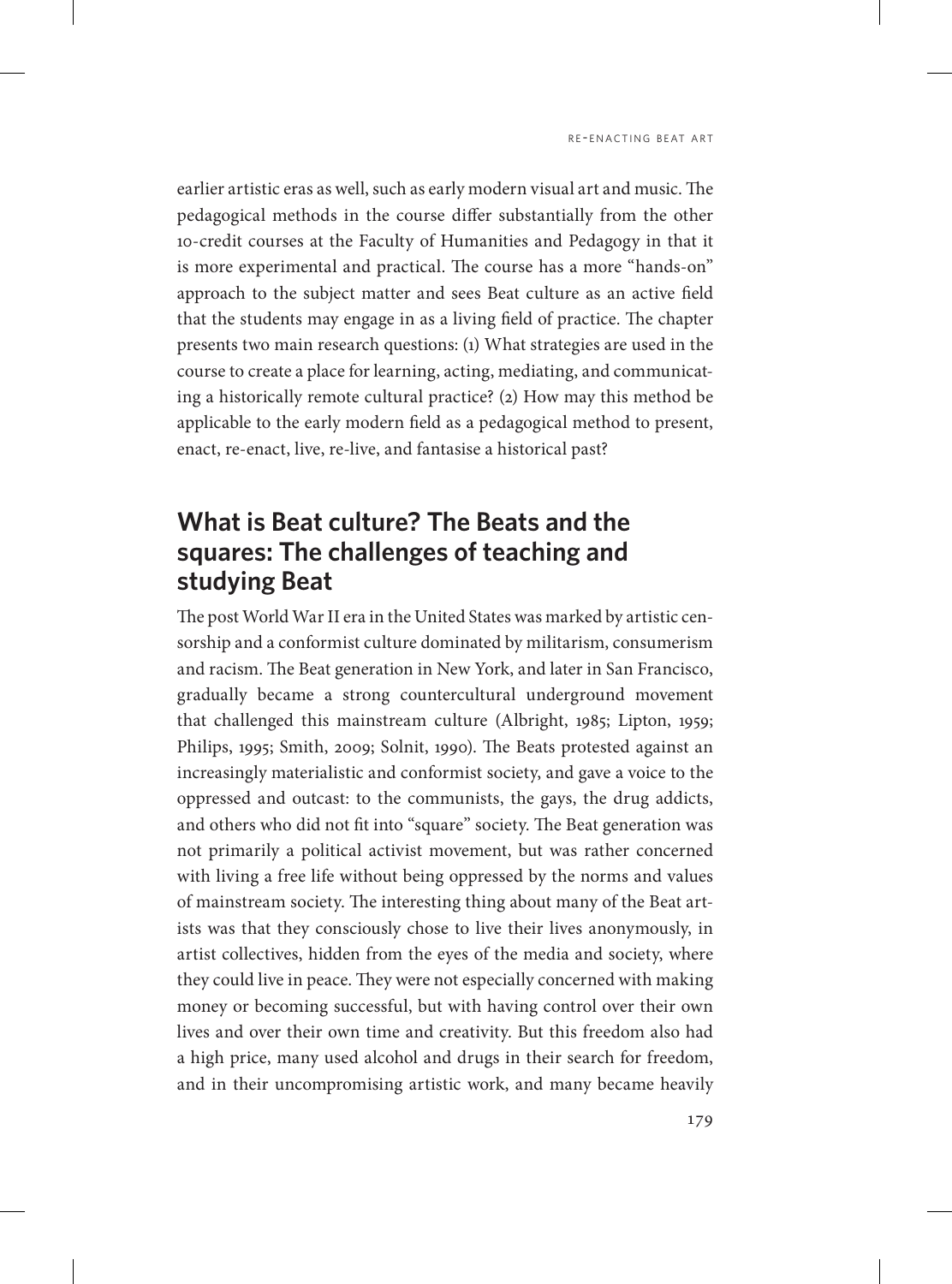earlier artistic eras as well, such as early modern visual art and music. The pedagogical methods in the course differ substantially from the other 10-credit courses at the Faculty of Humanities and Pedagogy in that it is more experimental and practical. The course has a more "hands-on" approach to the subject matter and sees Beat culture as an active field that the students may engage in as a living field of practice. The chapter presents two main research questions: (1) What strategies are used in the course to create a place for learning, acting, mediating, and communicating a historically remote cultural practice? (2) How may this method be applicable to the early modern field as a pedagogical method to present, enact, re-enact, live, re-live, and fantasise a historical past?

## What is Beat culture? The Beats and the squares: The challenges of teaching and studying Beat

The post World War II era in the United States was marked by artistic censorship and a conformist culture dominated by militarism, consumerism and racism. The Beat generation in New York, and later in San Francisco, gradually became a strong countercultural underground movement that challenged this mainstream culture (Albright, 1985; Lipton, 1959; Philips, 1995; Smith, 2009; Solnit, 1990). The Beats protested against an increasingly materialistic and conformist society, and gave a voice to the oppressed and outcast: to the communists, the gays, the drug addicts, and others who did not fit into "square" society. The Beat generation was not primarily a political activist movement, but was rather concerned with living a free life without being oppressed by the norms and values of mainstream society. The interesting thing about many of the Beat artists was that they consciously chose to live their lives anonymously, in artist collectives, hidden from the eyes of the media and society, where they could live in peace. They were not especially concerned with making money or becoming successful, but with having control over their own lives and over their own time and creativity. But this freedom also had a high price, many used alcohol and drugs in their search for freedom, and in their uncompromising artistic work, and many became heavily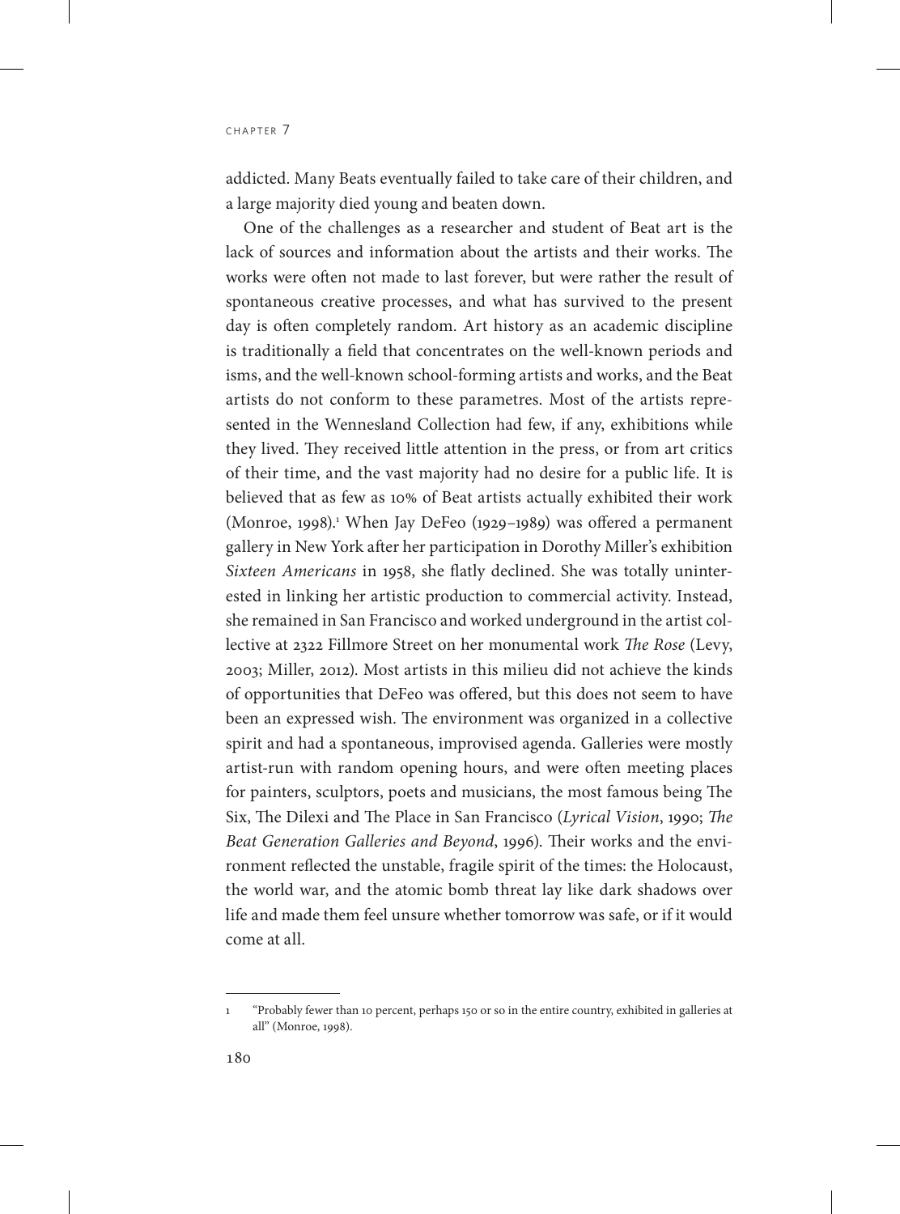addicted. Many Beats eventually failed to take care of their children, and a large majority died young and beaten down.

One of the challenges as a researcher and student of Beat art is the lack of sources and information about the artists and their works. The works were often not made to last forever, but were rather the result of spontaneous creative processes, and what has survived to the present day is often completely random. Art history as an academic discipline is traditionally a field that concentrates on the well-known periods and isms, and the well-known school-forming artists and works, and the Beat artists do not conform to these parametres. Most of the artists represented in the Wennesland Collection had few, if any, exhibitions while they lived. They received little attention in the press, or from art critics of their time, and the vast majority had no desire for a public life. It is believed that as few as 10% of Beat artists actually exhibited their work (Monroe, 1998).[1] When Jay DeFeo (1929–1989) was offered a permanent gallery in New York after her participation in Dorothy Miller's exhibition *Sixteen Americans* in 1958, she flatly declined. She was totally uninterested in linking her artistic production to commercial activity. Instead, she remained in San Francisco and worked underground in the artist collective at 2322 Fillmore Street on her monumental work *The Rose* (Levy, 2003; Miller, 2012). Most artists in this milieu did not achieve the kinds of opportunities that DeFeo was offered, but this does not seem to have been an expressed wish. The environment was organized in a collective spirit and had a spontaneous, improvised agenda. Galleries were mostly artist-run with random opening hours, and were often meeting places for painters, sculptors, poets and musicians, the most famous being The Six, The Dilexi and The Place in San Francisco (*Lyrical Vision*, 1990; *The Beat Generation Galleries and Beyond*, 1996). Their works and the environment reflected the unstable, fragile spirit of the times: the Holocaust, the world war, and the atomic bomb threat lay like dark shadows over life and made them feel unsure whether tomorrow was safe, or if it would come at all.

---

[1] "Probably fewer than 10 percent, perhaps 150 or so in the entire country, exhibited in galleries at all" (Monroe, 1998).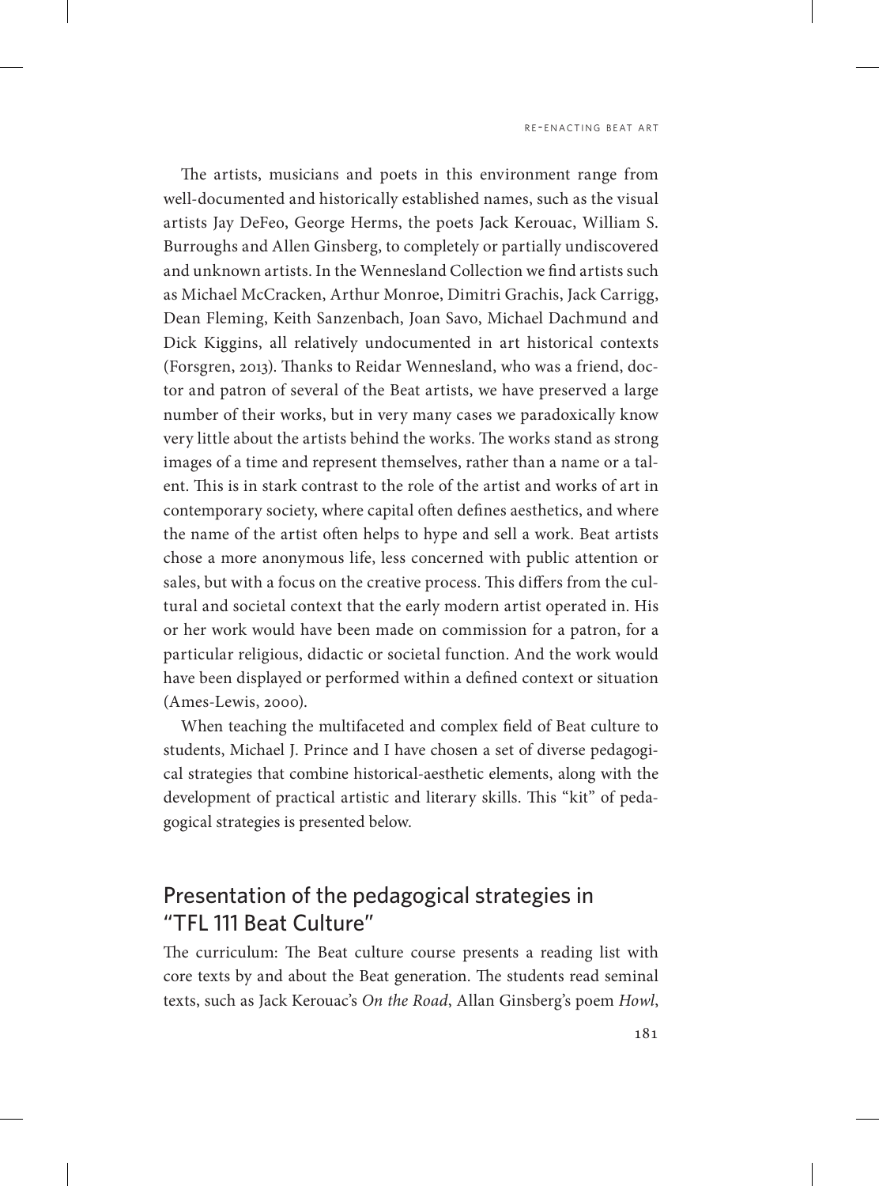The artists, musicians and poets in this environment range from well-documented and historically established names, such as the visual artists Jay DeFeo, George Herms, the poets Jack Kerouac, William S. Burroughs and Allen Ginsberg, to completely or partially undiscovered and unknown artists. In the Wennesland Collection we find artists such as Michael McCracken, Arthur Monroe, Dimitri Grachis, Jack Carrigg, Dean Fleming, Keith Sanzenbach, Joan Savo, Michael Dachmund and Dick Kiggins, all relatively undocumented in art historical contexts (Forsgren, 2013). Thanks to Reidar Wennesland, who was a friend, doctor and patron of several of the Beat artists, we have preserved a large number of their works, but in very many cases we paradoxically know very little about the artists behind the works. The works stand as strong images of a time and represent themselves, rather than a name or a talent. This is in stark contrast to the role of the artist and works of art in contemporary society, where capital often defines aesthetics, and where the name of the artist often helps to hype and sell a work. Beat artists chose a more anonymous life, less concerned with public attention or sales, but with a focus on the creative process. This differs from the cultural and societal context that the early modern artist operated in. His or her work would have been made on commission for a patron, for a particular religious, didactic or societal function. And the work would have been displayed or performed within a defined context or situation (Ames-Lewis, 2000).

When teaching the multifaceted and complex field of Beat culture to students, Michael J. Prince and I have chosen a set of diverse pedagogical strategies that combine historical-aesthetic elements, along with the development of practical artistic and literary skills. This "kit" of pedagogical strategies is presented below.

## Presentation of the pedagogical strategies in "TFL 111 Beat Culture"

The curriculum: The Beat culture course presents a reading list with core texts by and about the Beat generation. The students read seminal texts, such as Jack Kerouac's *On the Road*, Allan Ginsberg's poem *Howl*,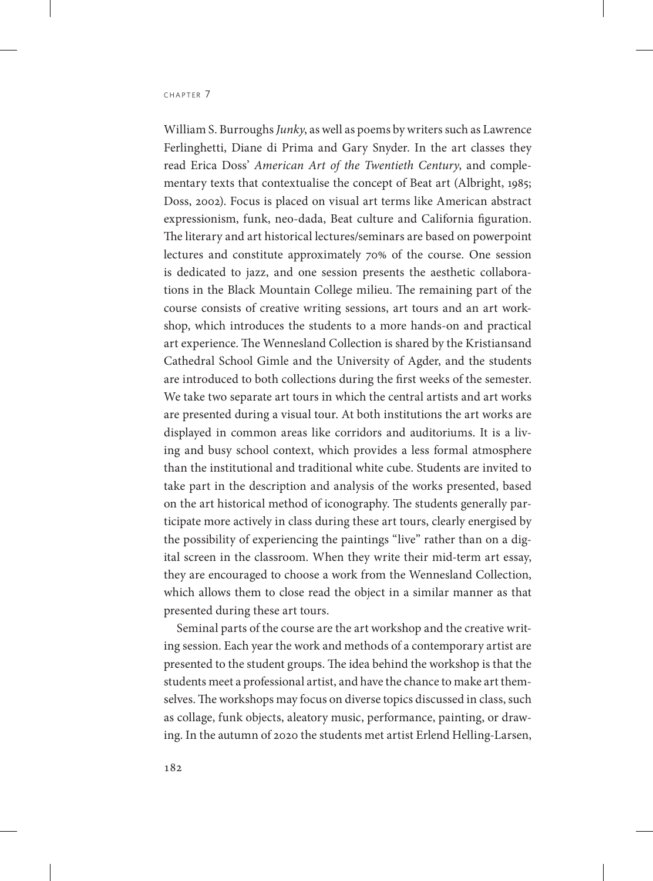William S. Burroughs *Junky*, as well as poems by writers such as Lawrence Ferlinghetti, Diane di Prima and Gary Snyder. In the art classes they read Erica Doss' *American Art of the Twentieth Century*, and complementary texts that contextualise the concept of Beat art (Albright, 1985; Doss, 2002). Focus is placed on visual art terms like American abstract expressionism, funk, neo-dada, Beat culture and California figuration. The literary and art historical lectures/seminars are based on powerpoint lectures and constitute approximately 70% of the course. One session is dedicated to jazz, and one session presents the aesthetic collaborations in the Black Mountain College milieu. The remaining part of the course consists of creative writing sessions, art tours and an art workshop, which introduces the students to a more hands-on and practical art experience. The Wennesland Collection is shared by the Kristiansand Cathedral School Gimle and the University of Agder, and the students are introduced to both collections during the first weeks of the semester. We take two separate art tours in which the central artists and art works are presented during a visual tour. At both institutions the art works are displayed in common areas like corridors and auditoriums. It is a living and busy school context, which provides a less formal atmosphere than the institutional and traditional white cube. Students are invited to take part in the description and analysis of the works presented, based on the art historical method of iconography. The students generally participate more actively in class during these art tours, clearly energised by the possibility of experiencing the paintings "live" rather than on a digital screen in the classroom. When they write their mid-term art essay, they are encouraged to choose a work from the Wennesland Collection, which allows them to close read the object in a similar manner as that presented during these art tours.

Seminal parts of the course are the art workshop and the creative writing session. Each year the work and methods of a contemporary artist are presented to the student groups. The idea behind the workshop is that the students meet a professional artist, and have the chance to make art themselves. The workshops may focus on diverse topics discussed in class, such as collage, funk objects, aleatory music, performance, painting, or drawing. In the autumn of 2020 the students met artist Erlend Helling-Larsen,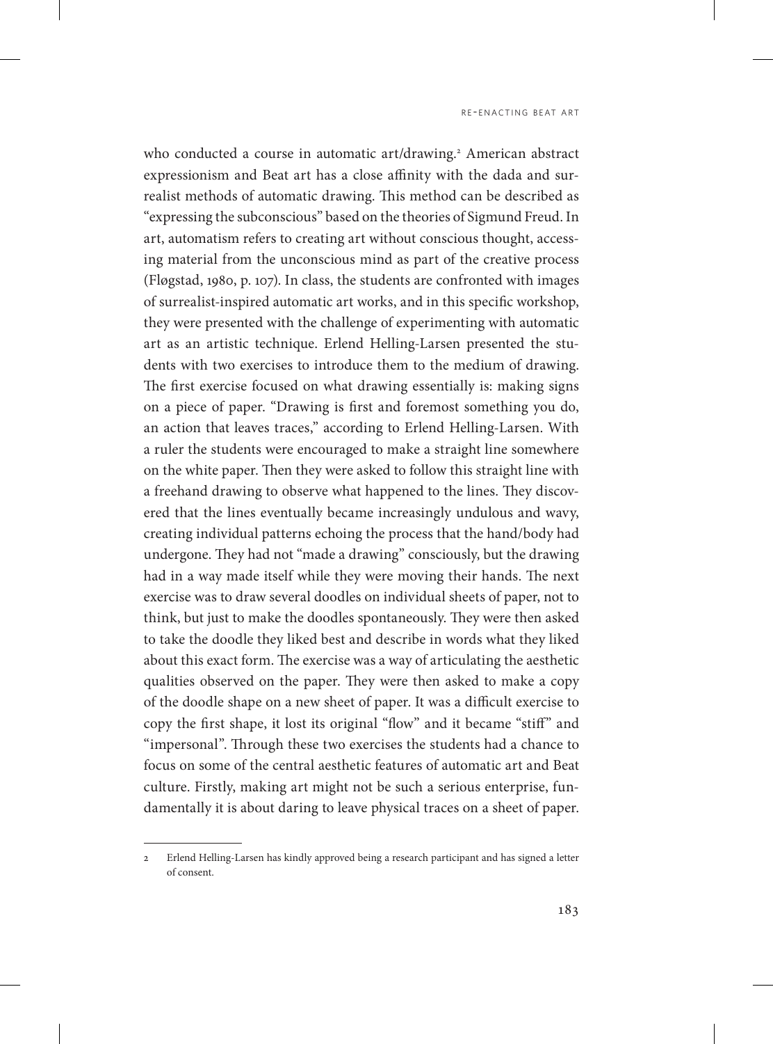who conducted a course in automatic art/drawing.[2] American abstract expressionism and Beat art has a close affinity with the dada and surrealist methods of automatic drawing. This method can be described as "expressing the subconscious" based on the theories of Sigmund Freud. In art, automatism refers to creating art without conscious thought, accessing material from the unconscious mind as part of the creative process (Fløgstad, 1980, p. 107). In class, the students are confronted with images of surrealist-inspired automatic art works, and in this specific workshop, they were presented with the challenge of experimenting with automatic art as an artistic technique. Erlend Helling-Larsen presented the students with two exercises to introduce them to the medium of drawing. The first exercise focused on what drawing essentially is: making signs on a piece of paper. "Drawing is first and foremost something you do, an action that leaves traces," according to Erlend Helling-Larsen. With a ruler the students were encouraged to make a straight line somewhere on the white paper. Then they were asked to follow this straight line with a freehand drawing to observe what happened to the lines. They discovered that the lines eventually became increasingly undulous and wavy, creating individual patterns echoing the process that the hand/body had undergone. They had not "made a drawing" consciously, but the drawing had in a way made itself while they were moving their hands. The next exercise was to draw several doodles on individual sheets of paper, not to think, but just to make the doodles spontaneously. They were then asked to take the doodle they liked best and describe in words what they liked about this exact form. The exercise was a way of articulating the aesthetic qualities observed on the paper. They were then asked to make a copy of the doodle shape on a new sheet of paper. It was a difficult exercise to copy the first shape, it lost its original "flow" and it became "stiff" and "impersonal". Through these two exercises the students had a chance to focus on some of the central aesthetic features of automatic art and Beat culture. Firstly, making art might not be such a serious enterprise, fundamentally it is about daring to leave physical traces on a sheet of paper.

---

2 Erlend Helling-Larsen has kindly approved being a research participant and has signed a letter of consent.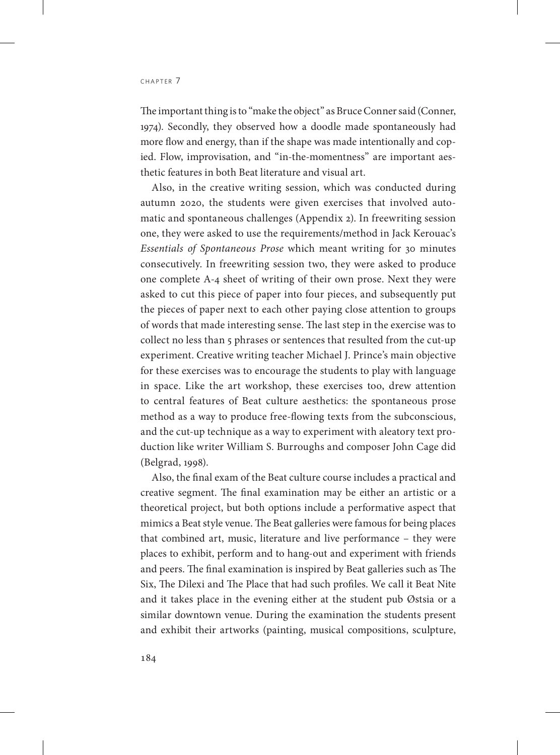The important thing is to "make the object" as Bruce Conner said (Conner, 1974). Secondly, they observed how a doodle made spontaneously had more flow and energy, than if the shape was made intentionally and copied. Flow, improvisation, and "in-the-momentness" are important aesthetic features in both Beat literature and visual art.

Also, in the creative writing session, which was conducted during autumn 2020, the students were given exercises that involved automatic and spontaneous challenges (Appendix 2). In freewriting session one, they were asked to use the requirements/method in Jack Kerouac's *Essentials of Spontaneous Prose* which meant writing for 30 minutes consecutively. In freewriting session two, they were asked to produce one complete A-4 sheet of writing of their own prose. Next they were asked to cut this piece of paper into four pieces, and subsequently put the pieces of paper next to each other paying close attention to groups of words that made interesting sense. The last step in the exercise was to collect no less than 5 phrases or sentences that resulted from the cut-up experiment. Creative writing teacher Michael J. Prince's main objective for these exercises was to encourage the students to play with language in space. Like the art workshop, these exercises too, drew attention to central features of Beat culture aesthetics: the spontaneous prose method as a way to produce free-flowing texts from the subconscious, and the cut-up technique as a way to experiment with aleatory text production like writer William S. Burroughs and composer John Cage did (Belgrad, 1998).

Also, the final exam of the Beat culture course includes a practical and creative segment. The final examination may be either an artistic or a theoretical project, but both options include a performative aspect that mimics a Beat style venue. The Beat galleries were famous for being places that combined art, music, literature and live performance – they were places to exhibit, perform and to hang-out and experiment with friends and peers. The final examination is inspired by Beat galleries such as The Six, The Dilexi and The Place that had such profiles. We call it Beat Nite and it takes place in the evening either at the student pub Østsia or a similar downtown venue. During the examination the students present and exhibit their artworks (painting, musical compositions, sculpture,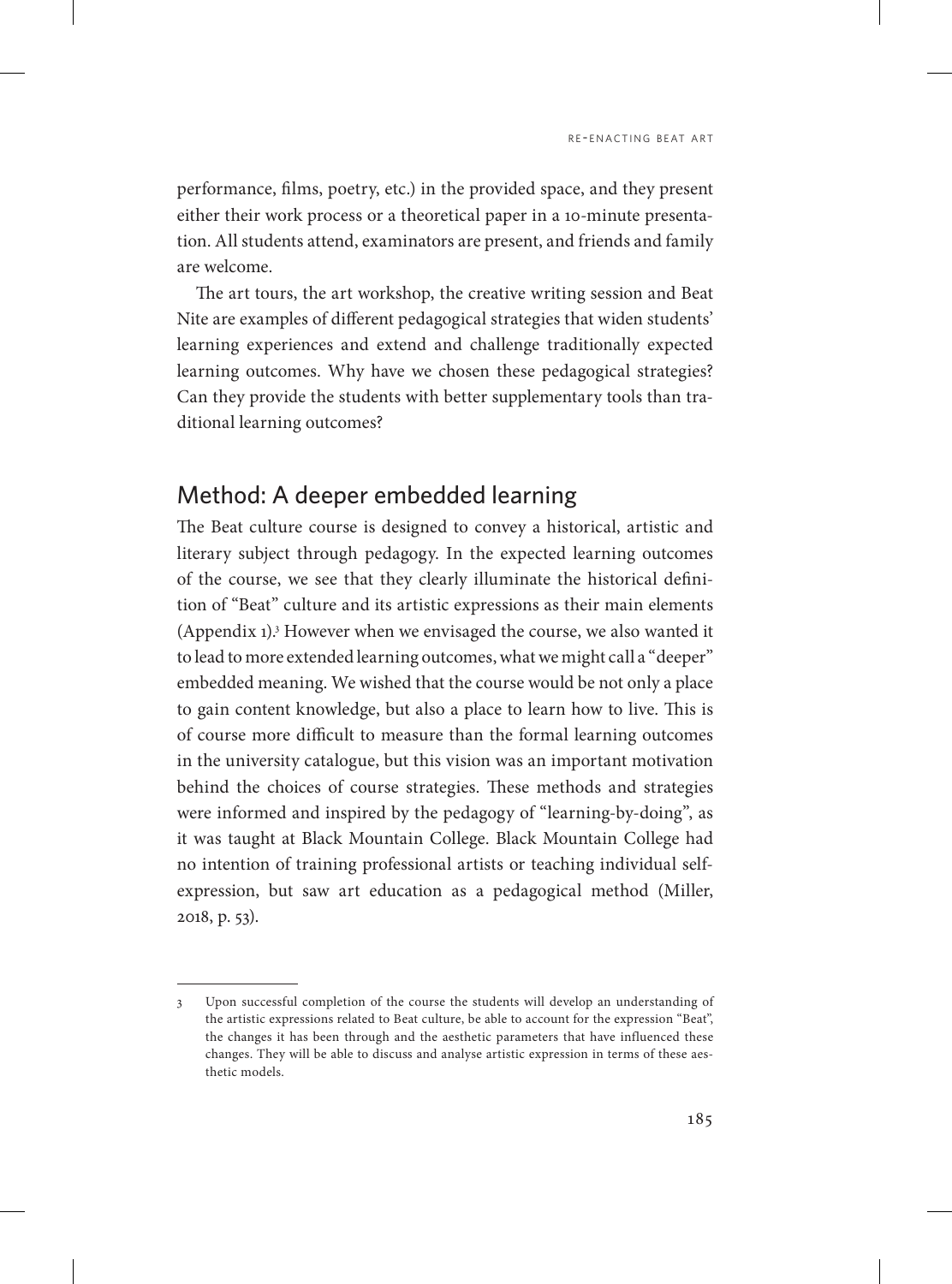performance, films, poetry, etc.) in the provided space, and they present either their work process or a theoretical paper in a 10-minute presentation. All students attend, examinators are present, and friends and family are welcome.

The art tours, the art workshop, the creative writing session and Beat Nite are examples of different pedagogical strategies that widen students' learning experiences and extend and challenge traditionally expected learning outcomes. Why have we chosen these pedagogical strategies? Can they provide the students with better supplementary tools than traditional learning outcomes?

## Method: A deeper embedded learning

The Beat culture course is designed to convey a historical, artistic and literary subject through pedagogy. In the expected learning outcomes of the course, we see that they clearly illuminate the historical definition of "Beat" culture and its artistic expressions as their main elements (Appendix 1).[3] However when we envisaged the course, we also wanted it to lead to more extended learning outcomes, what we might call a "deeper" embedded meaning. We wished that the course would be not only a place to gain content knowledge, but also a place to learn how to live. This is of course more difficult to measure than the formal learning outcomes in the university catalogue, but this vision was an important motivation behind the choices of course strategies. These methods and strategies were informed and inspired by the pedagogy of "learning-by-doing", as it was taught at Black Mountain College. Black Mountain College had no intention of training professional artists or teaching individual self-expression, but saw art education as a pedagogical method (Miller, 2018, p. 53).

---

3 Upon successful completion of the course the students will develop an understanding of the artistic expressions related to Beat culture, be able to account for the expression "Beat", the changes it has been through and the aesthetic parameters that have influenced these changes. They will be able to discuss and analyse artistic expression in terms of these aesthetic models.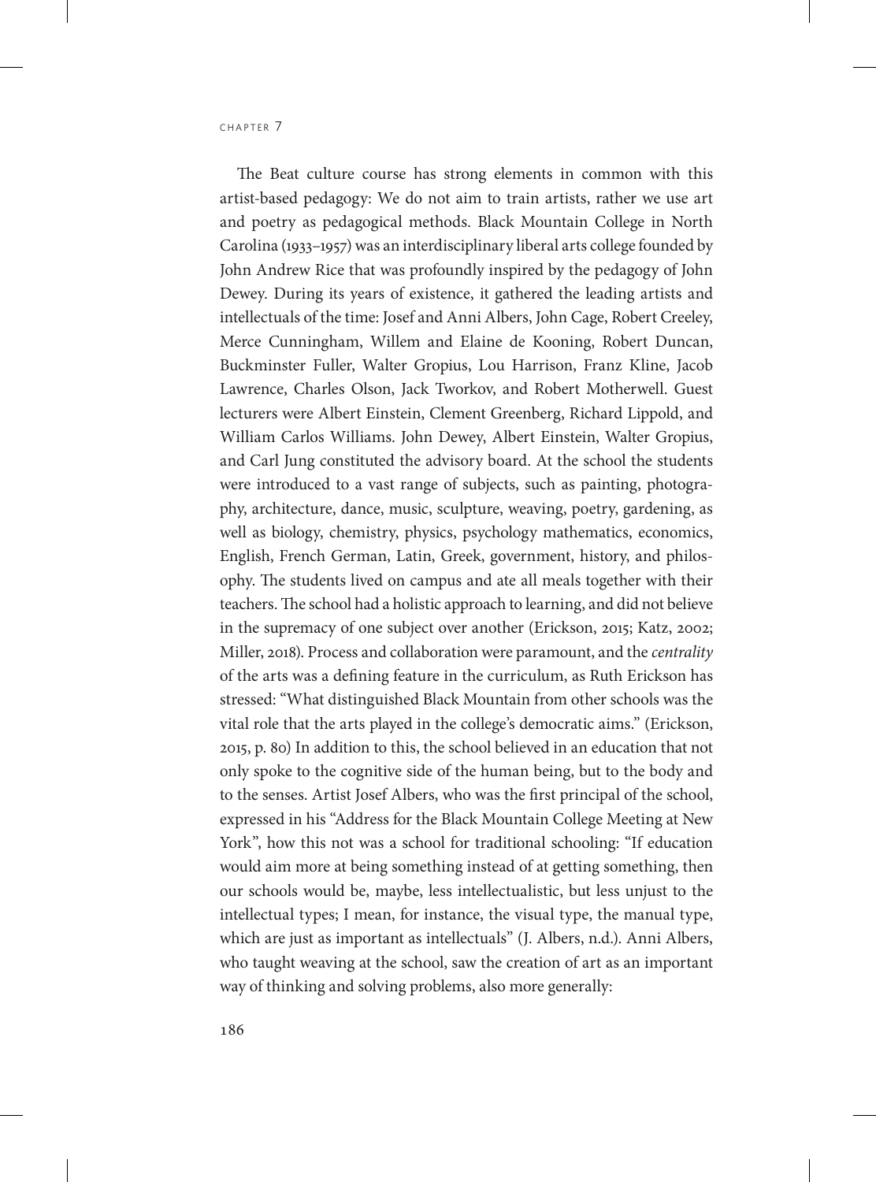The Beat culture course has strong elements in common with this artist-based pedagogy: We do not aim to train artists, rather we use art and poetry as pedagogical methods. Black Mountain College in North Carolina (1933–1957) was an interdisciplinary liberal arts college founded by John Andrew Rice that was profoundly inspired by the pedagogy of John Dewey. During its years of existence, it gathered the leading artists and intellectuals of the time: Josef and Anni Albers, John Cage, Robert Creeley, Merce Cunningham, Willem and Elaine de Kooning, Robert Duncan, Buckminster Fuller, Walter Gropius, Lou Harrison, Franz Kline, Jacob Lawrence, Charles Olson, Jack Tworkov, and Robert Motherwell. Guest lecturers were Albert Einstein, Clement Greenberg, Richard Lippold, and William Carlos Williams. John Dewey, Albert Einstein, Walter Gropius, and Carl Jung constituted the advisory board. At the school the students were introduced to a vast range of subjects, such as painting, photography, architecture, dance, music, sculpture, weaving, poetry, gardening, as well as biology, chemistry, physics, psychology mathematics, economics, English, French German, Latin, Greek, government, history, and philosophy. The students lived on campus and ate all meals together with their teachers. The school had a holistic approach to learning, and did not believe in the supremacy of one subject over another (Erickson, 2015; Katz, 2002; Miller, 2018). Process and collaboration were paramount, and the *centrality* of the arts was a defining feature in the curriculum, as Ruth Erickson has stressed: "What distinguished Black Mountain from other schools was the vital role that the arts played in the college's democratic aims." (Erickson, 2015, p. 80) In addition to this, the school believed in an education that not only spoke to the cognitive side of the human being, but to the body and to the senses. Artist Josef Albers, who was the first principal of the school, expressed in his "Address for the Black Mountain College Meeting at New York", how this not was a school for traditional schooling: "If education would aim more at being something instead of at getting something, then our schools would be, maybe, less intellectualistic, but less unjust to the intellectual types; I mean, for instance, the visual type, the manual type, which are just as important as intellectuals" (J. Albers, n.d.). Anni Albers, who taught weaving at the school, saw the creation of art as an important way of thinking and solving problems, also more generally: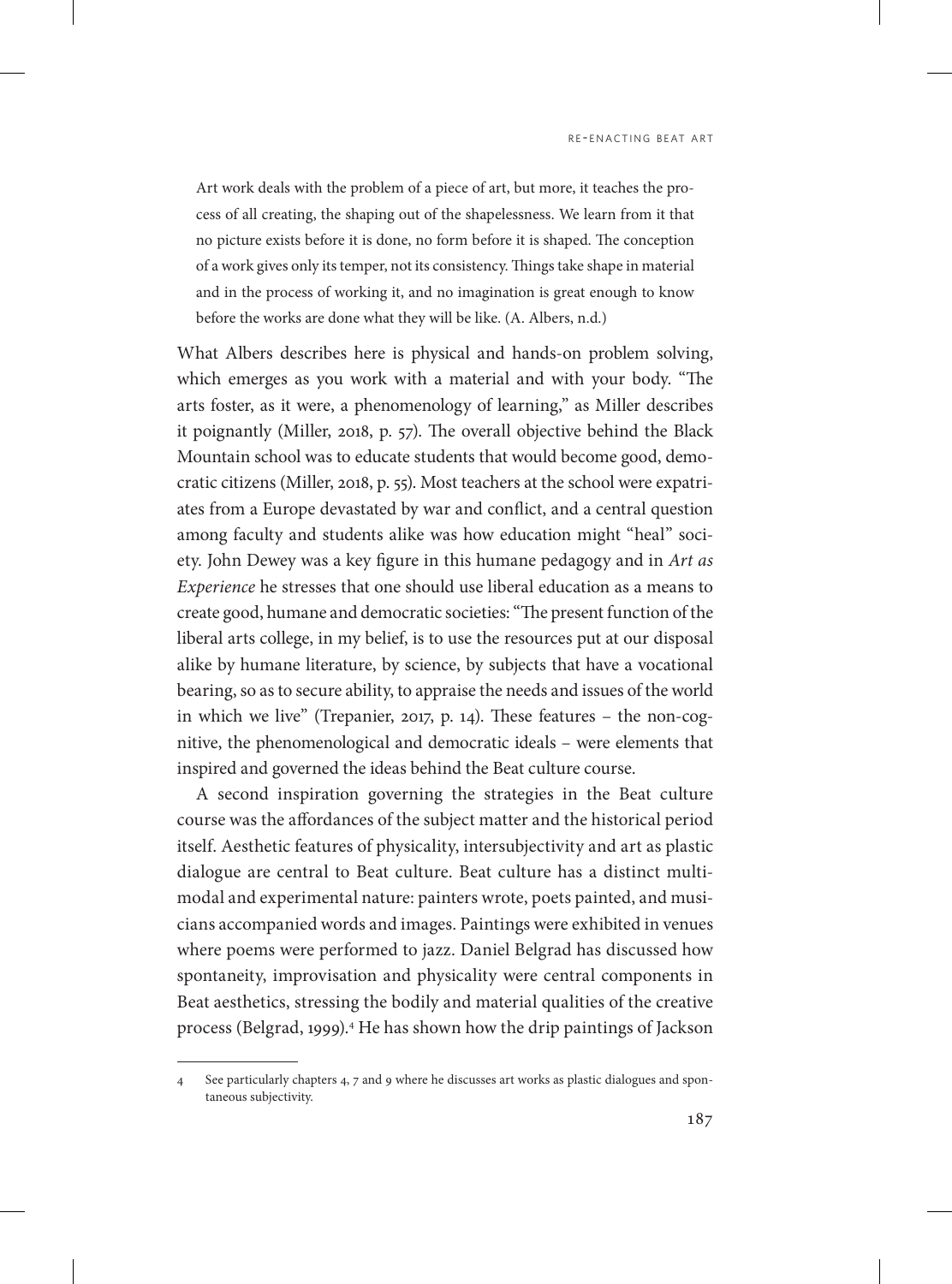> Art work deals with the problem of a piece of art, but more, it teaches the process of all creating, the shaping out of the shapelessness. We learn from it that no picture exists before it is done, no form before it is shaped. The conception of a work gives only its temper, not its consistency. Things take shape in material and in the process of working it, and no imagination is great enough to know before the works are done what they will be like. (A. Albers, n.d.)

What Albers describes here is physical and hands-on problem solving, which emerges as you work with a material and with your body. "The arts foster, as it were, a phenomenology of learning," as Miller describes it poignantly (Miller, 2018, p. 57). The overall objective behind the Black Mountain school was to educate students that would become good, democratic citizens (Miller, 2018, p. 55). Most teachers at the school were expatriates from a Europe devastated by war and conflict, and a central question among faculty and students alike was how education might "heal" society. John Dewey was a key figure in this humane pedagogy and in *Art as Experience* he stresses that one should use liberal education as a means to create good, humane and democratic societies: "The present function of the liberal arts college, in my belief, is to use the resources put at our disposal alike by humane literature, by science, by subjects that have a vocational bearing, so as to secure ability, to appraise the needs and issues of the world in which we live" (Trepanier, 2017, p. 14). These features – the non-cognitive, the phenomenological and democratic ideals – were elements that inspired and governed the ideas behind the Beat culture course.

A second inspiration governing the strategies in the Beat culture course was the affordances of the subject matter and the historical period itself. Aesthetic features of physicality, intersubjectivity and art as plastic dialogue are central to Beat culture. Beat culture has a distinct multimodal and experimental nature: painters wrote, poets painted, and musicians accompanied words and images. Paintings were exhibited in venues where poems were performed to jazz. Daniel Belgrad has discussed how spontaneity, improvisation and physicality were central components in Beat aesthetics, stressing the bodily and material qualities of the creative process (Belgrad, 1999).[4] He has shown how the drip paintings of Jackson

[4] See particularly chapters 4, 7 and 9 where he discusses art works as plastic dialogues and spontaneous subjectivity.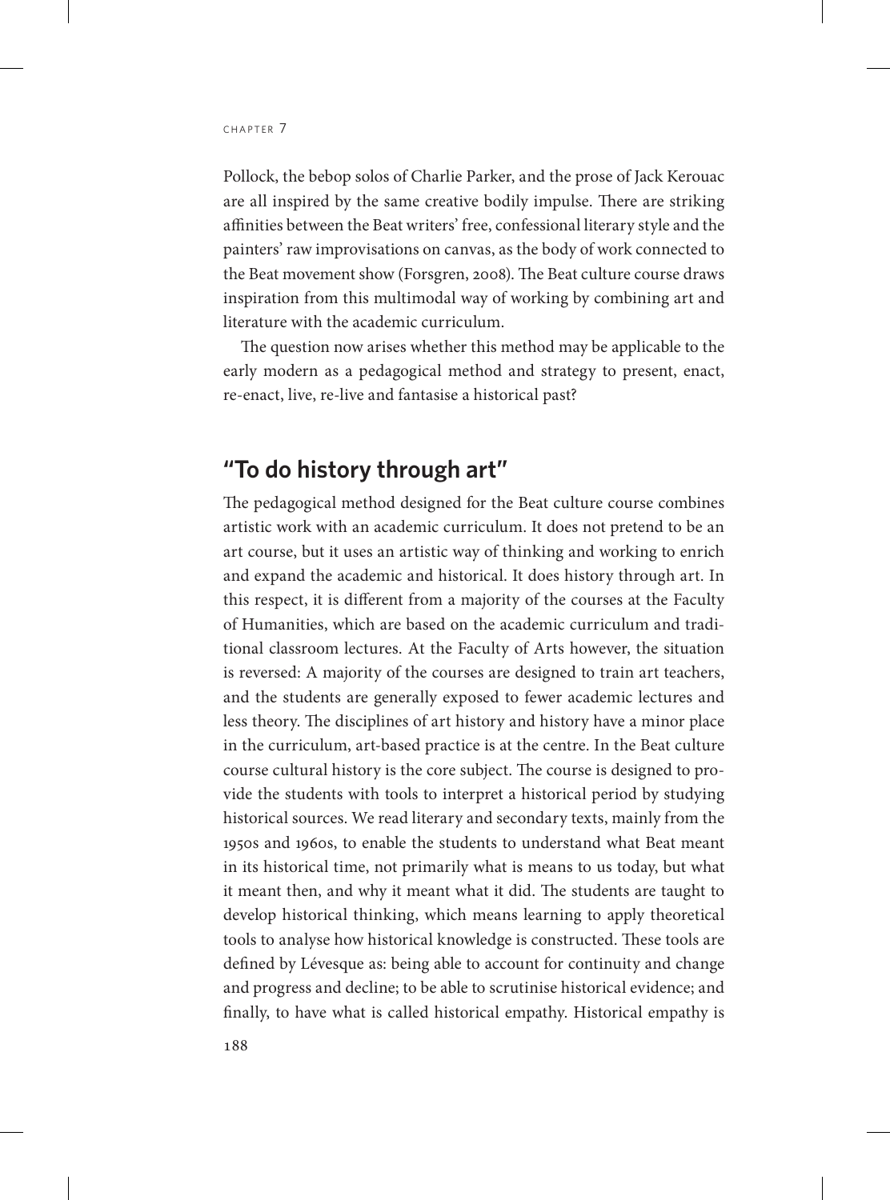Pollock, the bebop solos of Charlie Parker, and the prose of Jack Kerouac are all inspired by the same creative bodily impulse. There are striking affinities between the Beat writers' free, confessional literary style and the painters' raw improvisations on canvas, as the body of work connected to the Beat movement show (Forsgren, 2008). The Beat culture course draws inspiration from this multimodal way of working by combining art and literature with the academic curriculum.

The question now arises whether this method may be applicable to the early modern as a pedagogical method and strategy to present, enact, re-enact, live, re-live and fantasise a historical past?

## "To do history through art"

The pedagogical method designed for the Beat culture course combines artistic work with an academic curriculum. It does not pretend to be an art course, but it uses an artistic way of thinking and working to enrich and expand the academic and historical. It does history through art. In this respect, it is different from a majority of the courses at the Faculty of Humanities, which are based on the academic curriculum and traditional classroom lectures. At the Faculty of Arts however, the situation is reversed: A majority of the courses are designed to train art teachers, and the students are generally exposed to fewer academic lectures and less theory. The disciplines of art history and history have a minor place in the curriculum, art-based practice is at the centre. In the Beat culture course cultural history is the core subject. The course is designed to provide the students with tools to interpret a historical period by studying historical sources. We read literary and secondary texts, mainly from the 1950s and 1960s, to enable the students to understand what Beat meant in its historical time, not primarily what is means to us today, but what it meant then, and why it meant what it did. The students are taught to develop historical thinking, which means learning to apply theoretical tools to analyse how historical knowledge is constructed. These tools are defined by Lévesque as: being able to account for continuity and change and progress and decline; to be able to scrutinise historical evidence; and finally, to have what is called historical empathy. Historical empathy is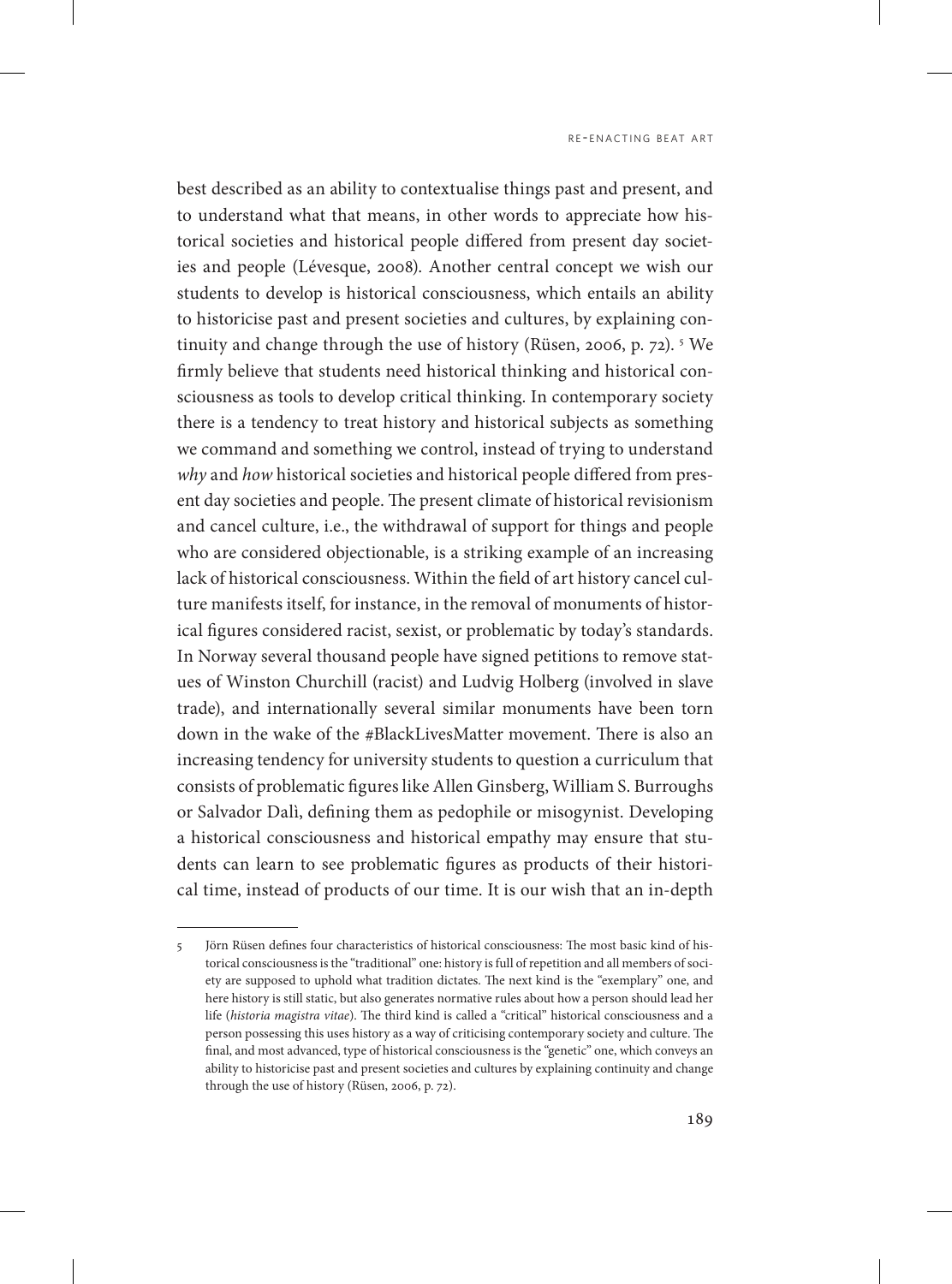best described as an ability to contextualise things past and present, and to understand what that means, in other words to appreciate how historical societies and historical people differed from present day societies and people (Lévesque, 2008). Another central concept we wish our students to develop is historical consciousness, which entails an ability to historicise past and present societies and cultures, by explaining continuity and change through the use of history (Rüsen, 2006, p. 72). [5] We firmly believe that students need historical thinking and historical consciousness as tools to develop critical thinking. In contemporary society there is a tendency to treat history and historical subjects as something we command and something we control, instead of trying to understand *why* and *how* historical societies and historical people differed from present day societies and people. The present climate of historical revisionism and cancel culture, i.e., the withdrawal of support for things and people who are considered objectionable, is a striking example of an increasing lack of historical consciousness. Within the field of art history cancel culture manifests itself, for instance, in the removal of monuments of historical figures considered racist, sexist, or problematic by today's standards. In Norway several thousand people have signed petitions to remove statues of Winston Churchill (racist) and Ludvig Holberg (involved in slave trade), and internationally several similar monuments have been torn down in the wake of the #BlackLivesMatter movement. There is also an increasing tendency for university students to question a curriculum that consists of problematic figures like Allen Ginsberg, William S. Burroughs or Salvador Dalì, defining them as pedophile or misogynist. Developing a historical consciousness and historical empathy may ensure that students can learn to see problematic figures as products of their historical time, instead of products of our time. It is our wish that an in-depth

---

5 Jörn Rüsen defines four characteristics of historical consciousness: The most basic kind of historical consciousness is the "traditional" one: history is full of repetition and all members of society are supposed to uphold what tradition dictates. The next kind is the "exemplary" one, and here history is still static, but also generates normative rules about how a person should lead her life (*historia magistra vitae*). The third kind is called a "critical" historical consciousness and a person possessing this uses history as a way of criticising contemporary society and culture. The final, and most advanced, type of historical consciousness is the "genetic" one, which conveys an ability to historicise past and present societies and cultures by explaining continuity and change through the use of history (Rüsen, 2006, p. 72).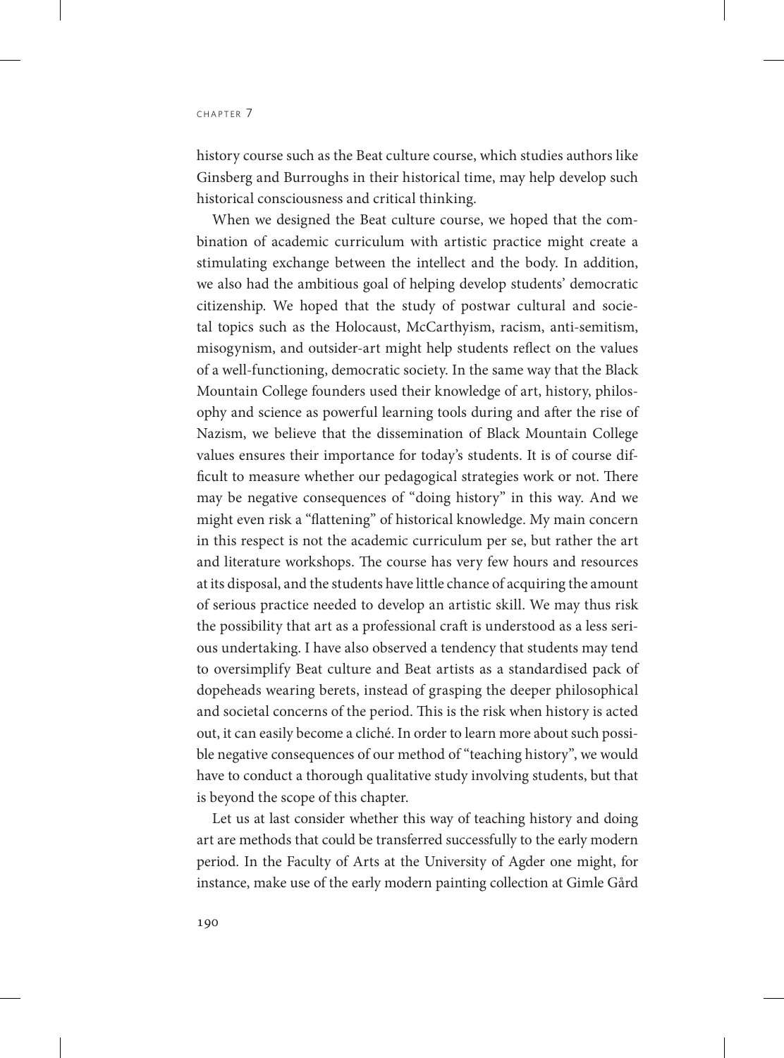history course such as the Beat culture course, which studies authors like Ginsberg and Burroughs in their historical time, may help develop such historical consciousness and critical thinking.

When we designed the Beat culture course, we hoped that the combination of academic curriculum with artistic practice might create a stimulating exchange between the intellect and the body. In addition, we also had the ambitious goal of helping develop students' democratic citizenship. We hoped that the study of postwar cultural and societal topics such as the Holocaust, McCarthyism, racism, anti-semitism, misogynism, and outsider-art might help students reflect on the values of a well-functioning, democratic society. In the same way that the Black Mountain College founders used their knowledge of art, history, philosophy and science as powerful learning tools during and after the rise of Nazism, we believe that the dissemination of Black Mountain College values ensures their importance for today's students. It is of course difficult to measure whether our pedagogical strategies work or not. There may be negative consequences of "doing history" in this way. And we might even risk a "flattening" of historical knowledge. My main concern in this respect is not the academic curriculum per se, but rather the art and literature workshops. The course has very few hours and resources at its disposal, and the students have little chance of acquiring the amount of serious practice needed to develop an artistic skill. We may thus risk the possibility that art as a professional craft is understood as a less serious undertaking. I have also observed a tendency that students may tend to oversimplify Beat culture and Beat artists as a standardised pack of dopeheads wearing berets, instead of grasping the deeper philosophical and societal concerns of the period. This is the risk when history is acted out, it can easily become a cliché. In order to learn more about such possible negative consequences of our method of "teaching history", we would have to conduct a thorough qualitative study involving students, but that is beyond the scope of this chapter.

Let us at last consider whether this way of teaching history and doing art are methods that could be transferred successfully to the early modern period. In the Faculty of Arts at the University of Agder one might, for instance, make use of the early modern painting collection at Gimle Gård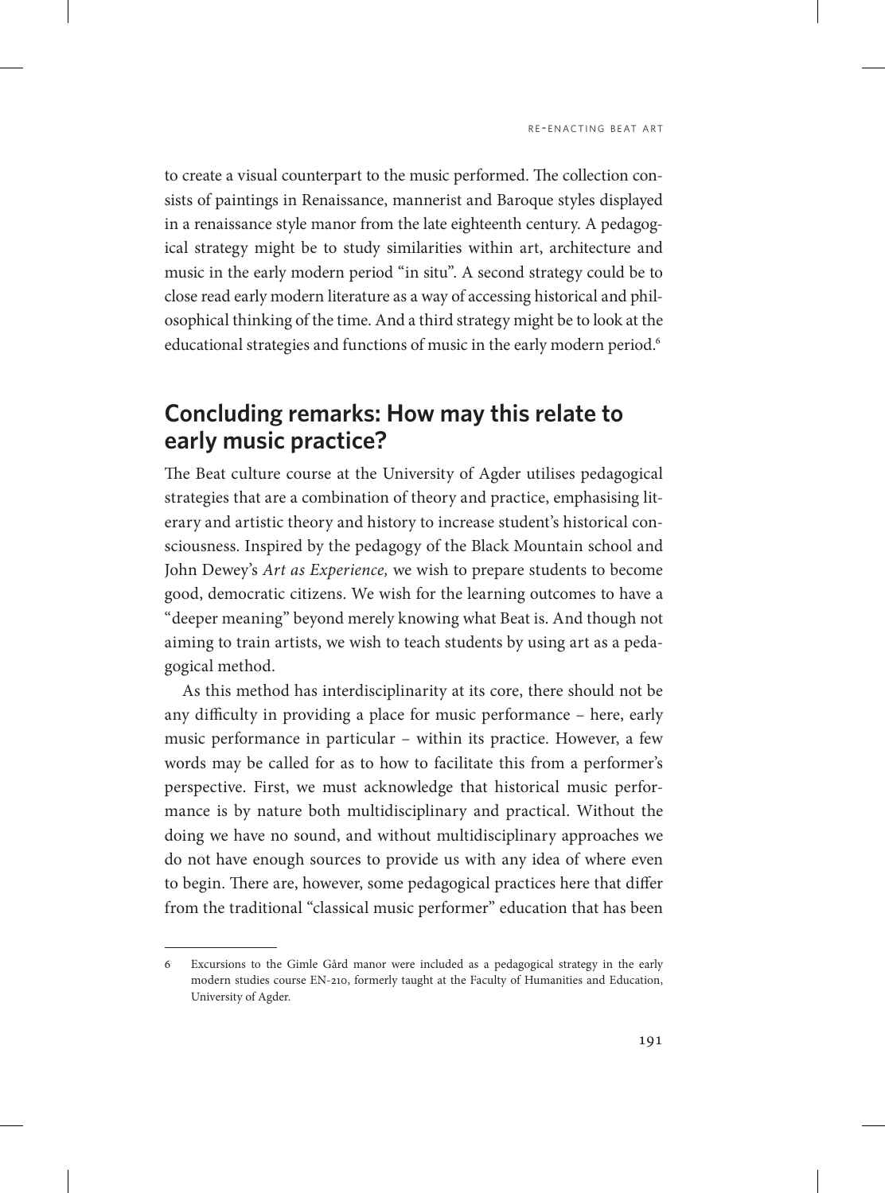to create a visual counterpart to the music performed. The collection consists of paintings in Renaissance, mannerist and Baroque styles displayed in a renaissance style manor from the late eighteenth century. A pedagogical strategy might be to study similarities within art, architecture and music in the early modern period "in situ". A second strategy could be to close read early modern literature as a way of accessing historical and philosophical thinking of the time. And a third strategy might be to look at the educational strategies and functions of music in the early modern period.[6]

## Concluding remarks: How may this relate to early music practice?

The Beat culture course at the University of Agder utilises pedagogical strategies that are a combination of theory and practice, emphasising literary and artistic theory and history to increase student's historical consciousness. Inspired by the pedagogy of the Black Mountain school and John Dewey's *Art as Experience,* we wish to prepare students to become good, democratic citizens. We wish for the learning outcomes to have a "deeper meaning" beyond merely knowing what Beat is. And though not aiming to train artists, we wish to teach students by using art as a pedagogical method.

As this method has interdisciplinarity at its core, there should not be any difficulty in providing a place for music performance – here, early music performance in particular – within its practice. However, a few words may be called for as to how to facilitate this from a performer's perspective. First, we must acknowledge that historical music performance is by nature both multidisciplinary and practical. Without the doing we have no sound, and without multidisciplinary approaches we do not have enough sources to provide us with any idea of where even to begin. There are, however, some pedagogical practices here that differ from the traditional "classical music performer" education that has been

---

6 Excursions to the Gimle Gård manor were included as a pedagogical strategy in the early modern studies course EN-210, formerly taught at the Faculty of Humanities and Education, University of Agder.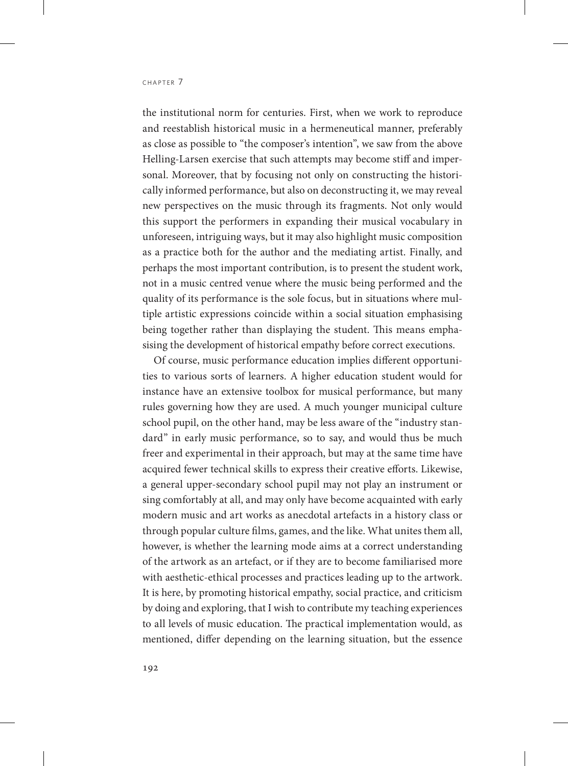the institutional norm for centuries. First, when we work to reproduce and reestablish historical music in a hermeneutical manner, preferably as close as possible to "the composer's intention", we saw from the above Helling-Larsen exercise that such attempts may become stiff and impersonal. Moreover, that by focusing not only on constructing the historically informed performance, but also on deconstructing it, we may reveal new perspectives on the music through its fragments. Not only would this support the performers in expanding their musical vocabulary in unforeseen, intriguing ways, but it may also highlight music composition as a practice both for the author and the mediating artist. Finally, and perhaps the most important contribution, is to present the student work, not in a music centred venue where the music being performed and the quality of its performance is the sole focus, but in situations where multiple artistic expressions coincide within a social situation emphasising being together rather than displaying the student. This means emphasising the development of historical empathy before correct executions.

Of course, music performance education implies different opportunities to various sorts of learners. A higher education student would for instance have an extensive toolbox for musical performance, but many rules governing how they are used. A much younger municipal culture school pupil, on the other hand, may be less aware of the "industry standard" in early music performance, so to say, and would thus be much freer and experimental in their approach, but may at the same time have acquired fewer technical skills to express their creative efforts. Likewise, a general upper-secondary school pupil may not play an instrument or sing comfortably at all, and may only have become acquainted with early modern music and art works as anecdotal artefacts in a history class or through popular culture films, games, and the like. What unites them all, however, is whether the learning mode aims at a correct understanding of the artwork as an artefact, or if they are to become familiarised more with aesthetic-ethical processes and practices leading up to the artwork. It is here, by promoting historical empathy, social practice, and criticism by doing and exploring, that I wish to contribute my teaching experiences to all levels of music education. The practical implementation would, as mentioned, differ depending on the learning situation, but the essence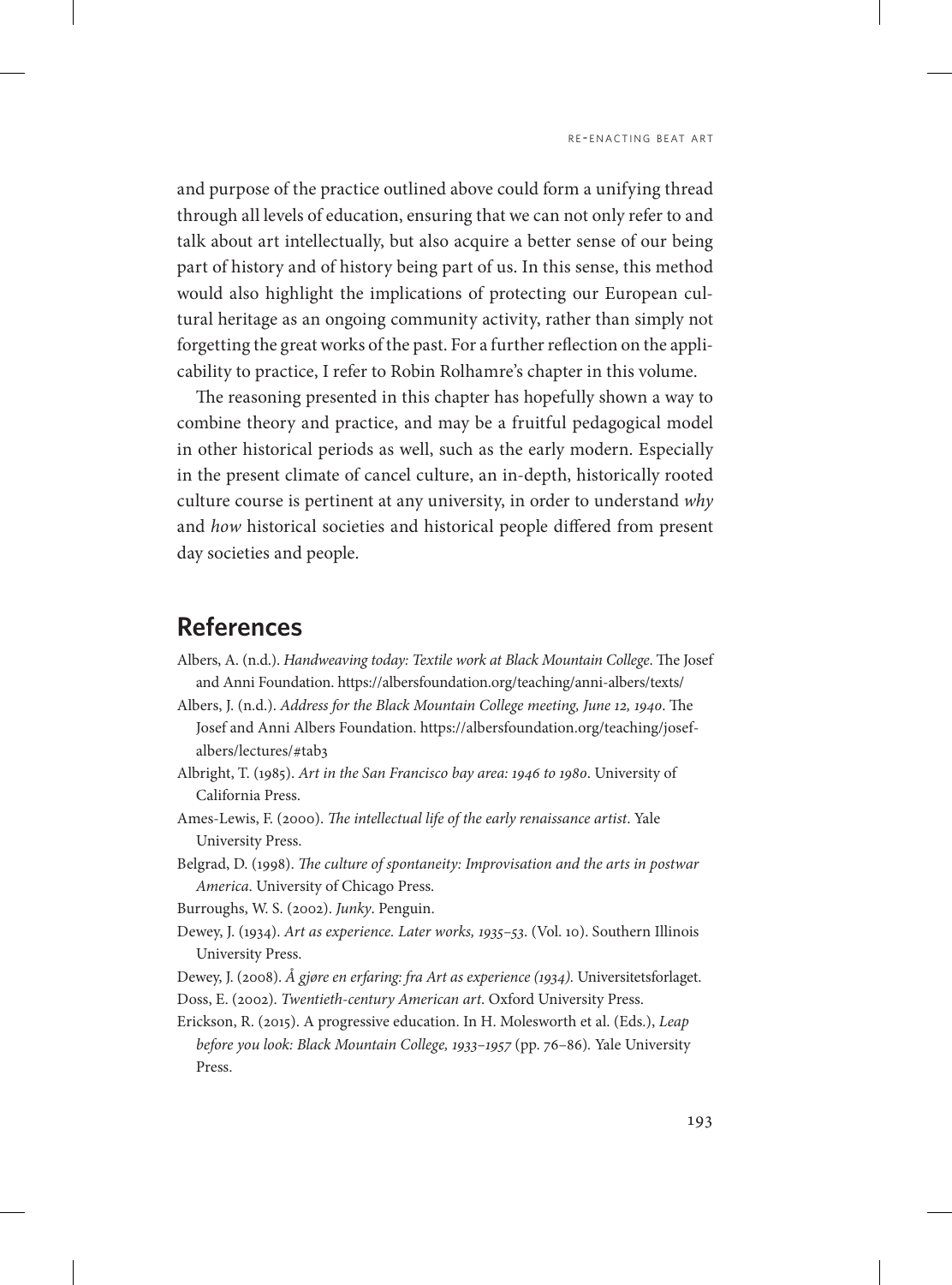and purpose of the practice outlined above could form a unifying thread through all levels of education, ensuring that we can not only refer to and talk about art intellectually, but also acquire a better sense of our being part of history and of history being part of us. In this sense, this method would also highlight the implications of protecting our European cultural heritage as an ongoing community activity, rather than simply not forgetting the great works of the past. For a further reflection on the applicability to practice, I refer to Robin Rolhamre's chapter in this volume.

The reasoning presented in this chapter has hopefully shown a way to combine theory and practice, and may be a fruitful pedagogical model in other historical periods as well, such as the early modern. Especially in the present climate of cancel culture, an in-depth, historically rooted culture course is pertinent at any university, in order to understand *why* and *how* historical societies and historical people differed from present day societies and people.

## References

Albers, A. (n.d.). *Handweaving today: Textile work at Black Mountain College*. The Josef and Anni Foundation. https://albersfoundation.org/teaching/anni-albers/texts/

Albers, J. (n.d.). *Address for the Black Mountain College meeting, June 12, 1940*. The Josef and Anni Albers Foundation. https://albersfoundation.org/teaching/josef-albers/lectures/#tab3

Albright, T. (1985). *Art in the San Francisco bay area: 1946 to 1980*. University of California Press.

Ames-Lewis, F. (2000). *The intellectual life of the early renaissance artist*. Yale University Press.

Belgrad, D. (1998). *The culture of spontaneity: Improvisation and the arts in postwar America*. University of Chicago Press.

Burroughs, W. S. (2002). *Junky*. Penguin.

Dewey, J. (1934). *Art as experience. Later works, 1935–53*. (Vol. 10). Southern Illinois University Press.

Dewey, J. (2008). *Å gjøre en erfaring: fra Art as experience (1934).* Universitetsforlaget.

Doss, E. (2002). *Twentieth-century American art*. Oxford University Press.

Erickson, R. (2015). A progressive education. In H. Molesworth et al. (Eds.), *Leap before you look: Black Mountain College, 1933–1957* (pp. 76–86). Yale University Press.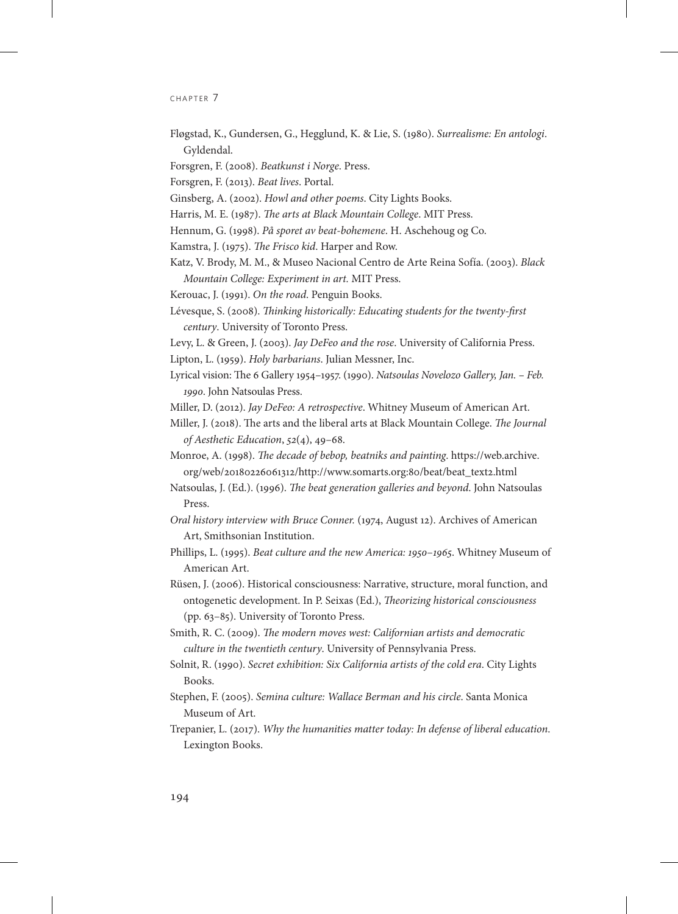Fløgstad, K., Gundersen, G., Hegglund, K. & Lie, S. (1980). *Surrealisme: En antologi*. Gyldendal.

Forsgren, F. (2008). *Beatkunst i Norge*. Press.

Forsgren, F. (2013). *Beat lives*. Portal.

Ginsberg, A. (2002). *Howl and other poems*. City Lights Books.

Harris, M. E. (1987). *The arts at Black Mountain College*. MIT Press.

Hennum, G. (1998). *På sporet av beat-bohemene*. H. Aschehoug og Co.

Kamstra, J. (1975). *The Frisco kid*. Harper and Row.

Katz, V. Brody, M. M., & Museo Nacional Centro de Arte Reina Sofía. (2003). *Black Mountain College: Experiment in art.* MIT Press.

Kerouac, J. (1991). *On the road*. Penguin Books.

Lévesque, S. (2008). *Thinking historically: Educating students for the twenty-first century*. University of Toronto Press.

Levy, L. & Green, J. (2003). *Jay DeFeo and the rose*. University of California Press.

Lipton, L. (1959). *Holy barbarians*. Julian Messner, Inc.

Lyrical vision: The 6 Gallery 1954–1957. (1990). *Natsoulas Novelozo Gallery, Jan. – Feb. 1990*. John Natsoulas Press.

Miller, D. (2012). *Jay DeFeo: A retrospective*. Whitney Museum of American Art.

Miller, J. (2018). The arts and the liberal arts at Black Mountain College. *The Journal of Aesthetic Education*, *52*(4), 49–68.

Monroe, A. (1998). *The decade of bebop, beatniks and painting*. https://web.archive.org/web/20180226061312/http://www.somarts.org:80/beat/beat_text2.html

Natsoulas, J. (Ed.). (1996). *The beat generation galleries and beyond.* John Natsoulas Press.

*Oral history interview with Bruce Conner.* (1974, August 12). Archives of American Art, Smithsonian Institution.

Phillips, L. (1995). *Beat culture and the new America: 1950–1965*. Whitney Museum of American Art.

Rüsen, J. (2006). Historical consciousness: Narrative, structure, moral function, and ontogenetic development. In P. Seixas (Ed.), *Theorizing historical consciousness* (pp. 63–85). University of Toronto Press.

Smith, R. C. (2009). *The modern moves west: Californian artists and democratic culture in the twentieth century*. University of Pennsylvania Press.

Solnit, R. (1990). *Secret exhibition: Six California artists of the cold era*. City Lights Books.

Stephen, F. (2005). *Semina culture: Wallace Berman and his circle*. Santa Monica Museum of Art.

Trepanier, L. (2017). *Why the humanities matter today: In defense of liberal education*. Lexington Books.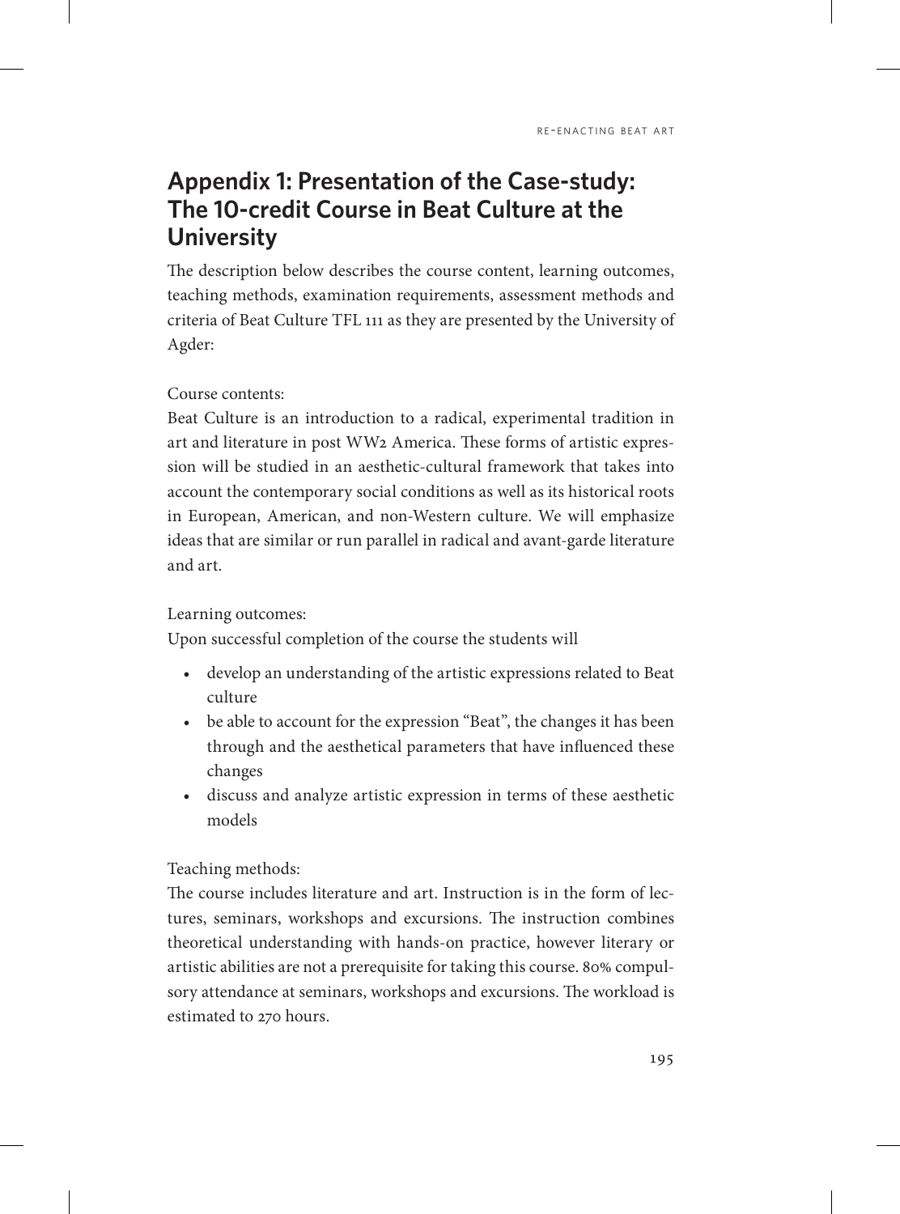## Appendix 1: Presentation of the Case-study: The 10-credit Course in Beat Culture at the University

The description below describes the course content, learning outcomes, teaching methods, examination requirements, assessment methods and criteria of Beat Culture TFL 111 as they are presented by the University of Agder:

Course contents:
Beat Culture is an introduction to a radical, experimental tradition in art and literature in post WW2 America. These forms of artistic expression will be studied in an aesthetic-cultural framework that takes into account the contemporary social conditions as well as its historical roots in European, American, and non-Western culture. We will emphasize ideas that are similar or run parallel in radical and avant-garde literature and art.

Learning outcomes:
Upon successful completion of the course the students will

- develop an understanding of the artistic expressions related to Beat culture
- be able to account for the expression "Beat", the changes it has been through and the aesthetical parameters that have influenced these changes
- discuss and analyze artistic expression in terms of these aesthetic models

Teaching methods:
The course includes literature and art. Instruction is in the form of lectures, seminars, workshops and excursions. The instruction combines theoretical understanding with hands-on practice, however literary or artistic abilities are not a prerequisite for taking this course. 80% compulsory attendance at seminars, workshops and excursions. The workload is estimated to 270 hours.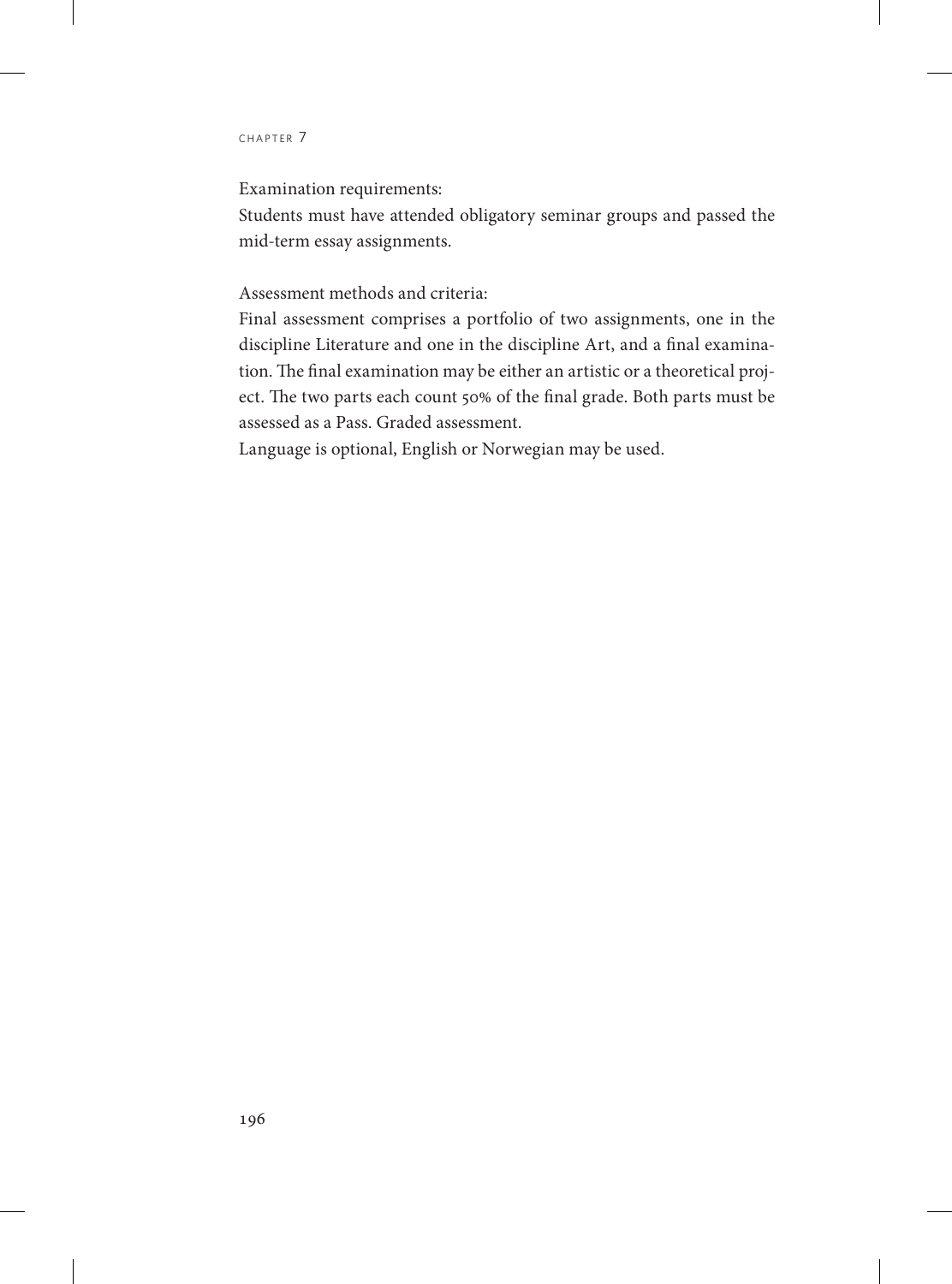Examination requirements:
Students must have attended obligatory seminar groups and passed the mid-term essay assignments.

Assessment methods and criteria:
Final assessment comprises a portfolio of two assignments, one in the discipline Literature and one in the discipline Art, and a final examination. The final examination may be either an artistic or a theoretical project. The two parts each count 50% of the final grade. Both parts must be assessed as a Pass. Graded assessment.
Language is optional, English or Norwegian may be used.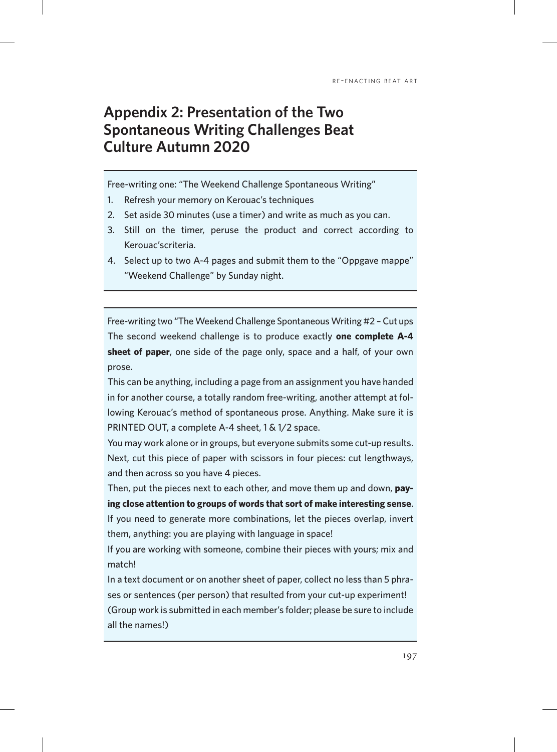## Appendix 2: Presentation of the Two Spontaneous Writing Challenges Beat Culture Autumn 2020

Free-writing one: "The Weekend Challenge Spontaneous Writing"

1. Refresh your memory on Kerouac's techniques
2. Set aside 30 minutes (use a timer) and write as much as you can.
3. Still on the timer, peruse the product and correct according to Kerouac'scriteria.
4. Select up to two A-4 pages and submit them to the "Oppgave mappe" "Weekend Challenge" by Sunday night.

---

Free-writing two "The Weekend Challenge Spontaneous Writing #2 – Cut ups

The second weekend challenge is to produce exactly **one complete A-4 sheet of paper**, one side of the page only, space and a half, of your own prose.

This can be anything, including a page from an assignment you have handed in for another course, a totally random free-writing, another attempt at following Kerouac's method of spontaneous prose. Anything. Make sure it is PRINTED OUT, a complete A-4 sheet, 1 & 1/2 space.

You may work alone or in groups, but everyone submits some cut-up results. Next, cut this piece of paper with scissors in four pieces: cut lengthways, and then across so you have 4 pieces.

Then, put the pieces next to each other, and move them up and down, **paying close attention to groups of words that sort of make interesting sense**.

If you need to generate more combinations, let the pieces overlap, invert them, anything: you are playing with language in space!

If you are working with someone, combine their pieces with yours; mix and match!

In a text document or on another sheet of paper, collect no less than 5 phrases or sentences (per person) that resulted from your cut-up experiment!

(Group work is submitted in each member's folder; please be sure to include all the names!)